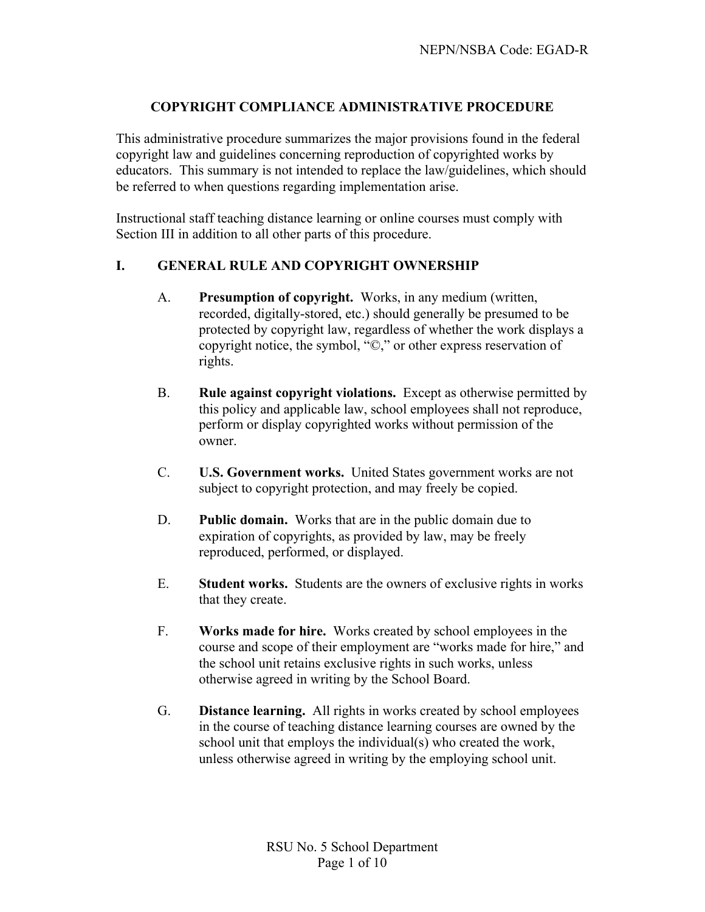# COPYRIGHT COMPLIANCE ADMINISTRATIVE PROCEDURE

This administrative procedure summarizes the major provisions found in the federal copyright law and guidelines concerning reproduction of copyrighted works by educators. This summary is not intended to replace the law/guidelines, which should be referred to when questions regarding implementation arise.

Instructional staff teaching distance learning or online courses must comply with Section III in addition to all other parts of this procedure.

## I. GENERAL RULE AND COPYRIGHT OWNERSHIP

A. **Presumption of copyright.** Works, in any medium (written, recorded, digitally-stored, etc.) should generally be presumed to be protected by copyright law, regardless of whether the work displays a copyright notice, the symbol, "©," or other express reservation of rights.

B. **Rule against copyright violations.** Except as otherwise permitted by this policy and applicable law, school employees shall not reproduce, perform or display copyrighted works without permission of the owner.

C. **U.S. Government works.** United States government works are not subject to copyright protection, and may freely be copied.

D. **Public domain.** Works that are in the public domain due to expiration of copyrights, as provided by law, may be freely reproduced, performed, or displayed.

E. **Student works.** Students are the owners of exclusive rights in works that they create.

F. **Works made for hire.** Works created by school employees in the course and scope of their employment are "works made for hire," and the school unit retains exclusive rights in such works, unless otherwise agreed in writing by the School Board.

G. **Distance learning.** All rights in works created by school employees in the course of teaching distance learning courses are owned by the school unit that employs the individual(s) who created the work, unless otherwise agreed in writing by the employing school unit.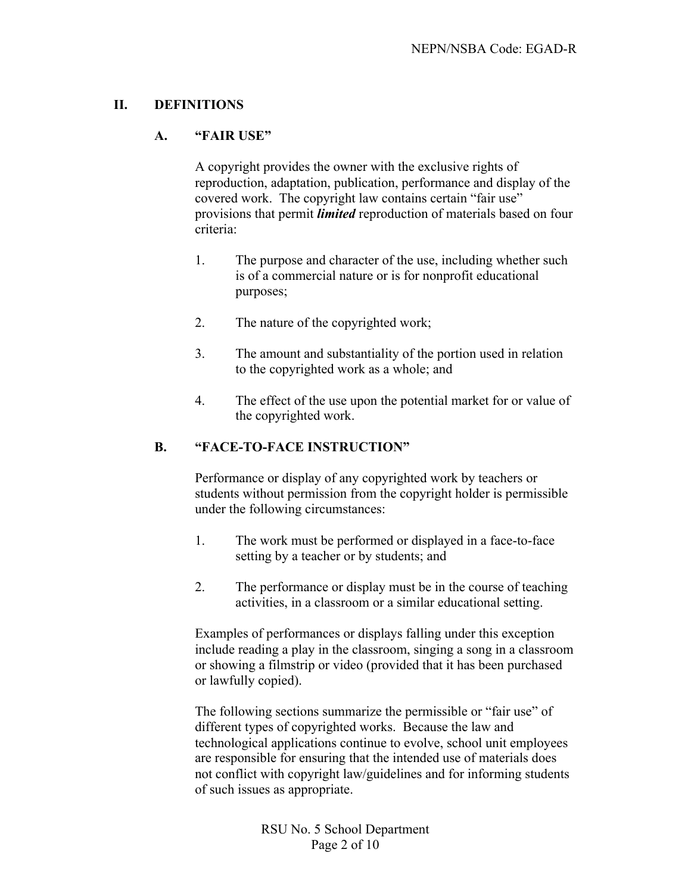## II. DEFINITIONS

### A. "FAIR USE"

A copyright provides the owner with the exclusive rights of reproduction, adaptation, publication, performance and display of the covered work. The copyright law contains certain "fair use" provisions that permit ***limited*** reproduction of materials based on four criteria:

1. The purpose and character of the use, including whether such is of a commercial nature or is for nonprofit educational purposes;
2. The nature of the copyrighted work;
3. The amount and substantiality of the portion used in relation to the copyrighted work as a whole; and
4. The effect of the use upon the potential market for or value of the copyrighted work.

### B. "FACE-TO-FACE INSTRUCTION"

Performance or display of any copyrighted work by teachers or students without permission from the copyright holder is permissible under the following circumstances:

1. The work must be performed or displayed in a face-to-face setting by a teacher or by students; and
2. The performance or display must be in the course of teaching activities, in a classroom or a similar educational setting.

Examples of performances or displays falling under this exception include reading a play in the classroom, singing a song in a classroom or showing a filmstrip or video (provided that it has been purchased or lawfully copied).

The following sections summarize the permissible or "fair use" of different types of copyrighted works. Because the law and technological applications continue to evolve, school unit employees are responsible for ensuring that the intended use of materials does not conflict with copyright law/guidelines and for informing students of such issues as appropriate.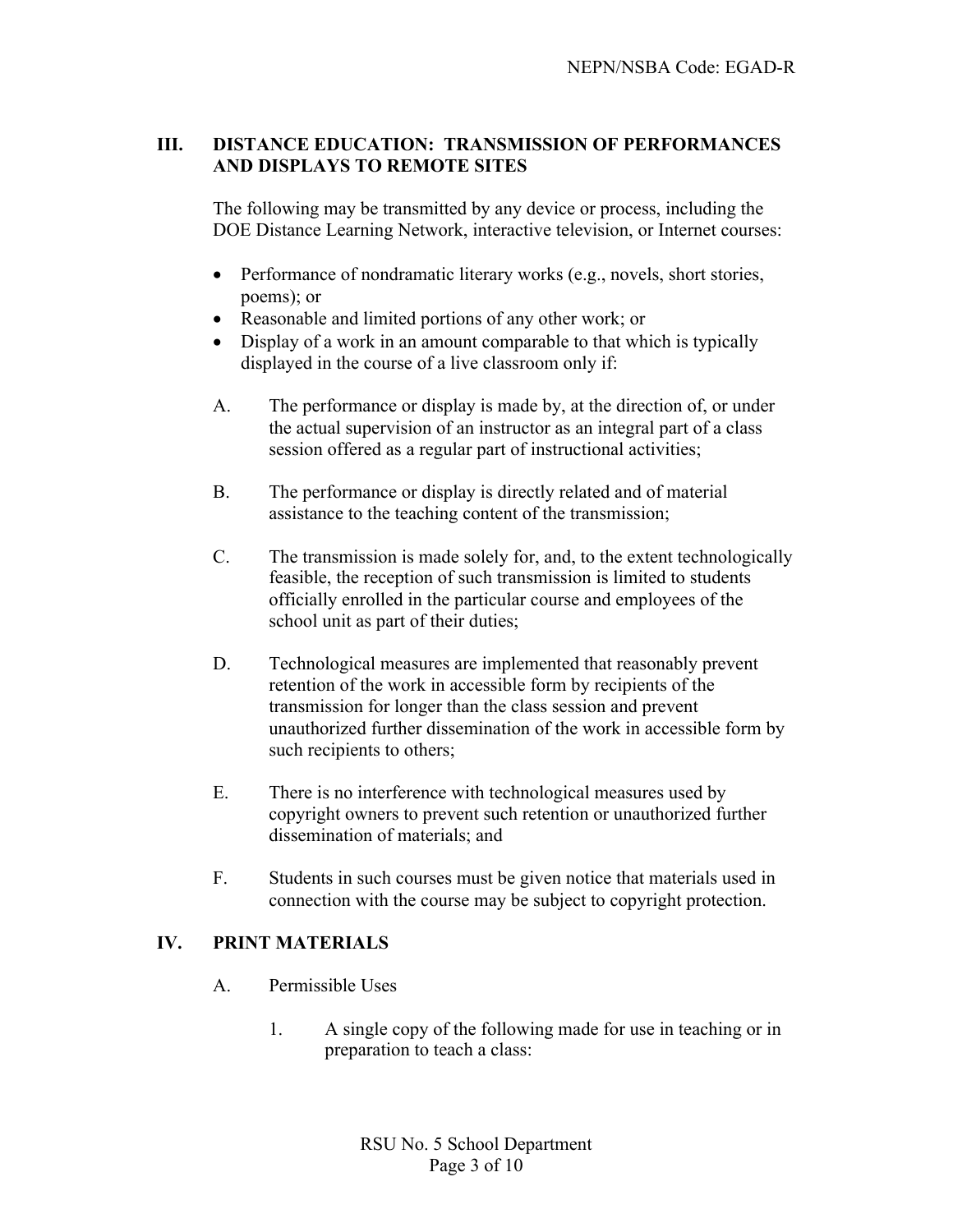## III. DISTANCE EDUCATION: TRANSMISSION OF PERFORMANCES AND DISPLAYS TO REMOTE SITES

The following may be transmitted by any device or process, including the DOE Distance Learning Network, interactive television, or Internet courses:

- Performance of nondramatic literary works (e.g., novels, short stories, poems); or
- Reasonable and limited portions of any other work; or
- Display of a work in an amount comparable to that which is typically displayed in the course of a live classroom only if:

A. The performance or display is made by, at the direction of, or under the actual supervision of an instructor as an integral part of a class session offered as a regular part of instructional activities;

B. The performance or display is directly related and of material assistance to the teaching content of the transmission;

C. The transmission is made solely for, and, to the extent technologically feasible, the reception of such transmission is limited to students officially enrolled in the particular course and employees of the school unit as part of their duties;

D. Technological measures are implemented that reasonably prevent retention of the work in accessible form by recipients of the transmission for longer than the class session and prevent unauthorized further dissemination of the work in accessible form by such recipients to others;

E. There is no interference with technological measures used by copyright owners to prevent such retention or unauthorized further dissemination of materials; and

F. Students in such courses must be given notice that materials used in connection with the course may be subject to copyright protection.

## IV. PRINT MATERIALS

A. Permissible Uses

1. A single copy of the following made for use in teaching or in preparation to teach a class: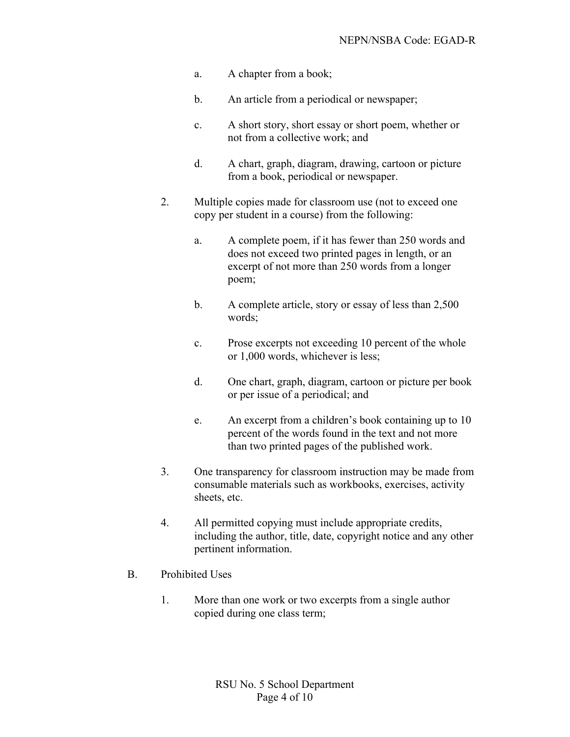a. A chapter from a book;

b. An article from a periodical or newspaper;

c. A short story, short essay or short poem, whether or not from a collective work; and

d. A chart, graph, diagram, drawing, cartoon or picture from a book, periodical or newspaper.

2. Multiple copies made for classroom use (not to exceed one copy per student in a course) from the following:

   a. A complete poem, if it has fewer than 250 words and does not exceed two printed pages in length, or an excerpt of not more than 250 words from a longer poem;

   b. A complete article, story or essay of less than 2,500 words;

   c. Prose excerpts not exceeding 10 percent of the whole or 1,000 words, whichever is less;

   d. One chart, graph, diagram, cartoon or picture per book or per issue of a periodical; and

   e. An excerpt from a children's book containing up to 10 percent of the words found in the text and not more than two printed pages of the published work.

3. One transparency for classroom instruction may be made from consumable materials such as workbooks, exercises, activity sheets, etc.

4. All permitted copying must include appropriate credits, including the author, title, date, copyright notice and any other pertinent information.

B. Prohibited Uses

   1. More than one work or two excerpts from a single author copied during one class term;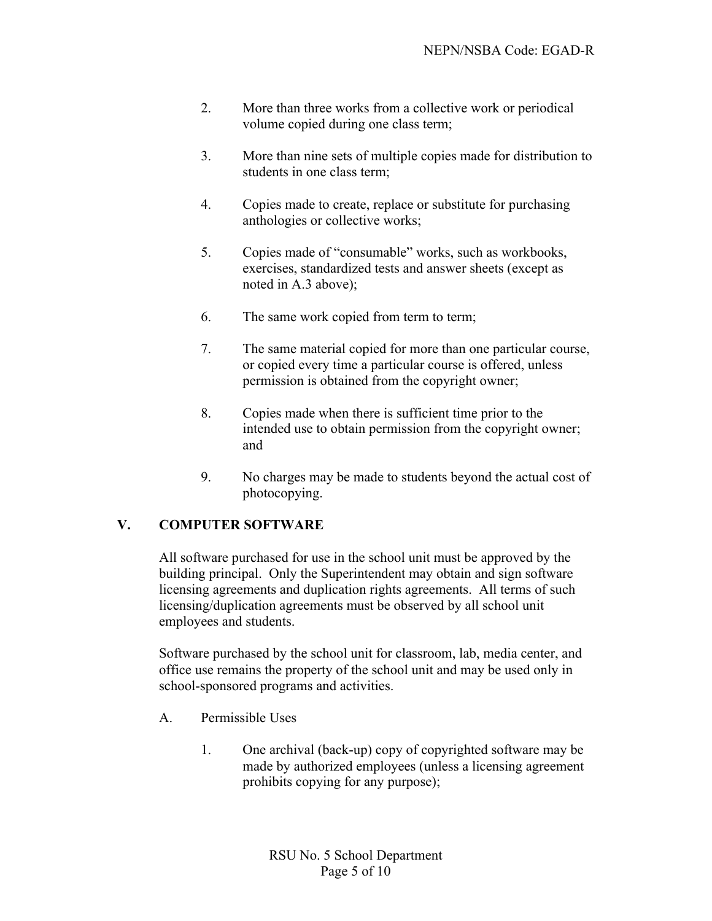2. More than three works from a collective work or periodical volume copied during one class term;

3. More than nine sets of multiple copies made for distribution to students in one class term;

4. Copies made to create, replace or substitute for purchasing anthologies or collective works;

5. Copies made of "consumable" works, such as workbooks, exercises, standardized tests and answer sheets (except as noted in A.3 above);

6. The same work copied from term to term;

7. The same material copied for more than one particular course, or copied every time a particular course is offered, unless permission is obtained from the copyright owner;

8. Copies made when there is sufficient time prior to the intended use to obtain permission from the copyright owner; and

9. No charges may be made to students beyond the actual cost of photocopying.

## V. COMPUTER SOFTWARE

All software purchased for use in the school unit must be approved by the building principal. Only the Superintendent may obtain and sign software licensing agreements and duplication rights agreements. All terms of such licensing/duplication agreements must be observed by all school unit employees and students.

Software purchased by the school unit for classroom, lab, media center, and office use remains the property of the school unit and may be used only in school-sponsored programs and activities.

A. Permissible Uses

1. One archival (back-up) copy of copyrighted software may be made by authorized employees (unless a licensing agreement prohibits copying for any purpose);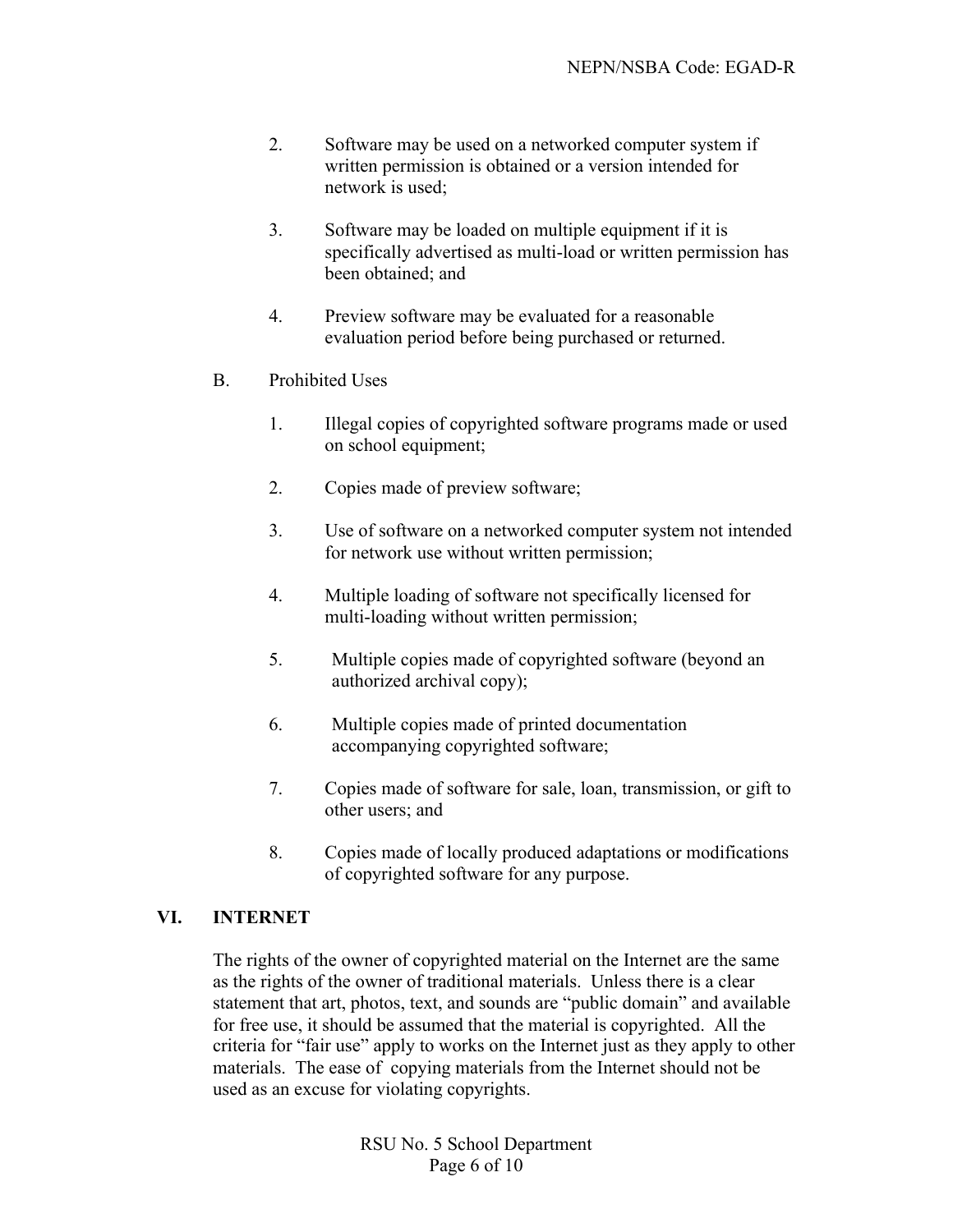2. Software may be used on a networked computer system if written permission is obtained or a version intended for network is used;

3. Software may be loaded on multiple equipment if it is specifically advertised as multi-load or written permission has been obtained; and

4. Preview software may be evaluated for a reasonable evaluation period before being purchased or returned.

B. Prohibited Uses

1. Illegal copies of copyrighted software programs made or used on school equipment;

2. Copies made of preview software;

3. Use of software on a networked computer system not intended for network use without written permission;

4. Multiple loading of software not specifically licensed for multi-loading without written permission;

5. Multiple copies made of copyrighted software (beyond an authorized archival copy);

6. Multiple copies made of printed documentation accompanying copyrighted software;

7. Copies made of software for sale, loan, transmission, or gift to other users; and

8. Copies made of locally produced adaptations or modifications of copyrighted software for any purpose.

## VI. INTERNET

The rights of the owner of copyrighted material on the Internet are the same as the rights of the owner of traditional materials. Unless there is a clear statement that art, photos, text, and sounds are "public domain" and available for free use, it should be assumed that the material is copyrighted. All the criteria for "fair use" apply to works on the Internet just as they apply to other materials. The ease of copying materials from the Internet should not be used as an excuse for violating copyrights.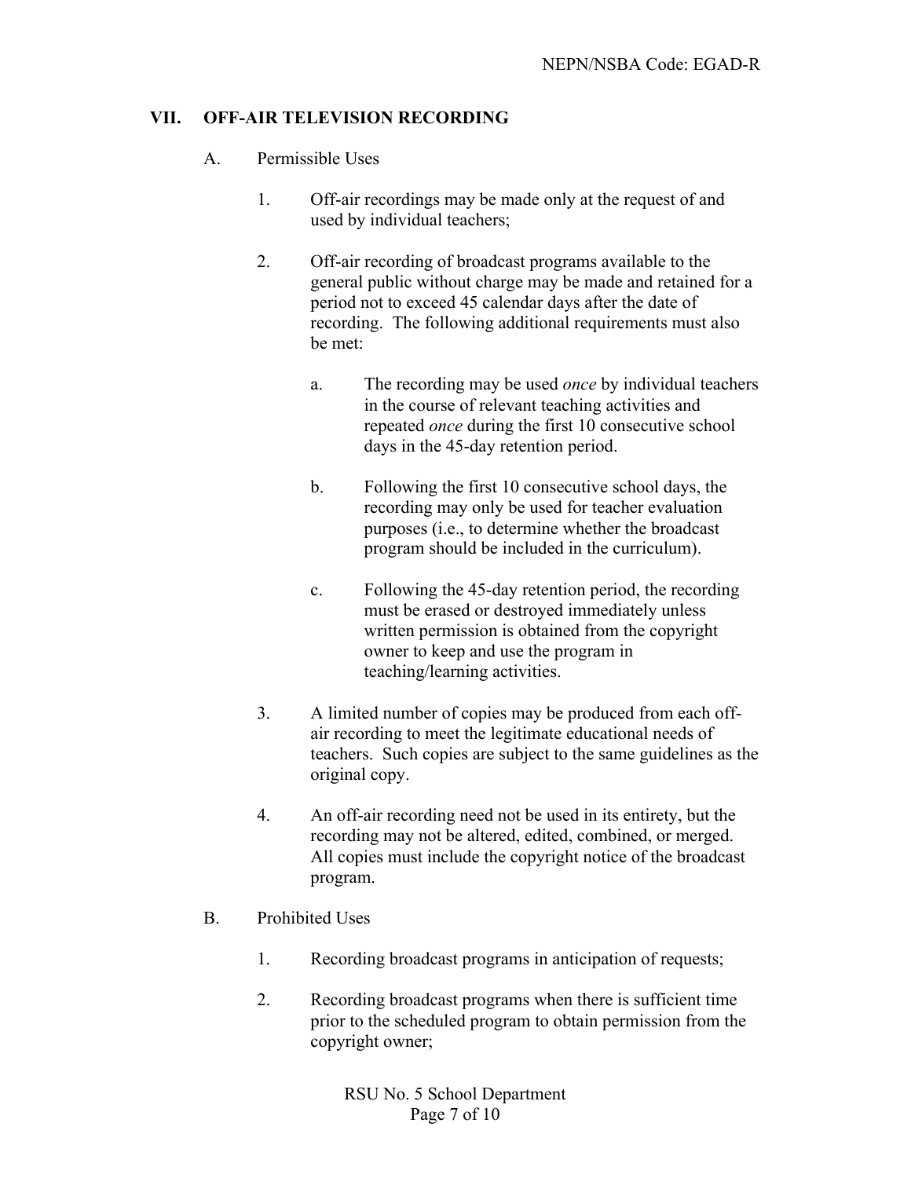## VII. OFF-AIR TELEVISION RECORDING

A. Permissible Uses

1. Off-air recordings may be made only at the request of and used by individual teachers;

2. Off-air recording of broadcast programs available to the general public without charge may be made and retained for a period not to exceed 45 calendar days after the date of recording. The following additional requirements must also be met:

   a. The recording may be used *once* by individual teachers in the course of relevant teaching activities and repeated *once* during the first 10 consecutive school days in the 45-day retention period.

   b. Following the first 10 consecutive school days, the recording may only be used for teacher evaluation purposes (i.e., to determine whether the broadcast program should be included in the curriculum).

   c. Following the 45-day retention period, the recording must be erased or destroyed immediately unless written permission is obtained from the copyright owner to keep and use the program in teaching/learning activities.

3. A limited number of copies may be produced from each off-air recording to meet the legitimate educational needs of teachers. Such copies are subject to the same guidelines as the original copy.

4. An off-air recording need not be used in its entirety, but the recording may not be altered, edited, combined, or merged. All copies must include the copyright notice of the broadcast program.

B. Prohibited Uses

1. Recording broadcast programs in anticipation of requests;

2. Recording broadcast programs when there is sufficient time prior to the scheduled program to obtain permission from the copyright owner;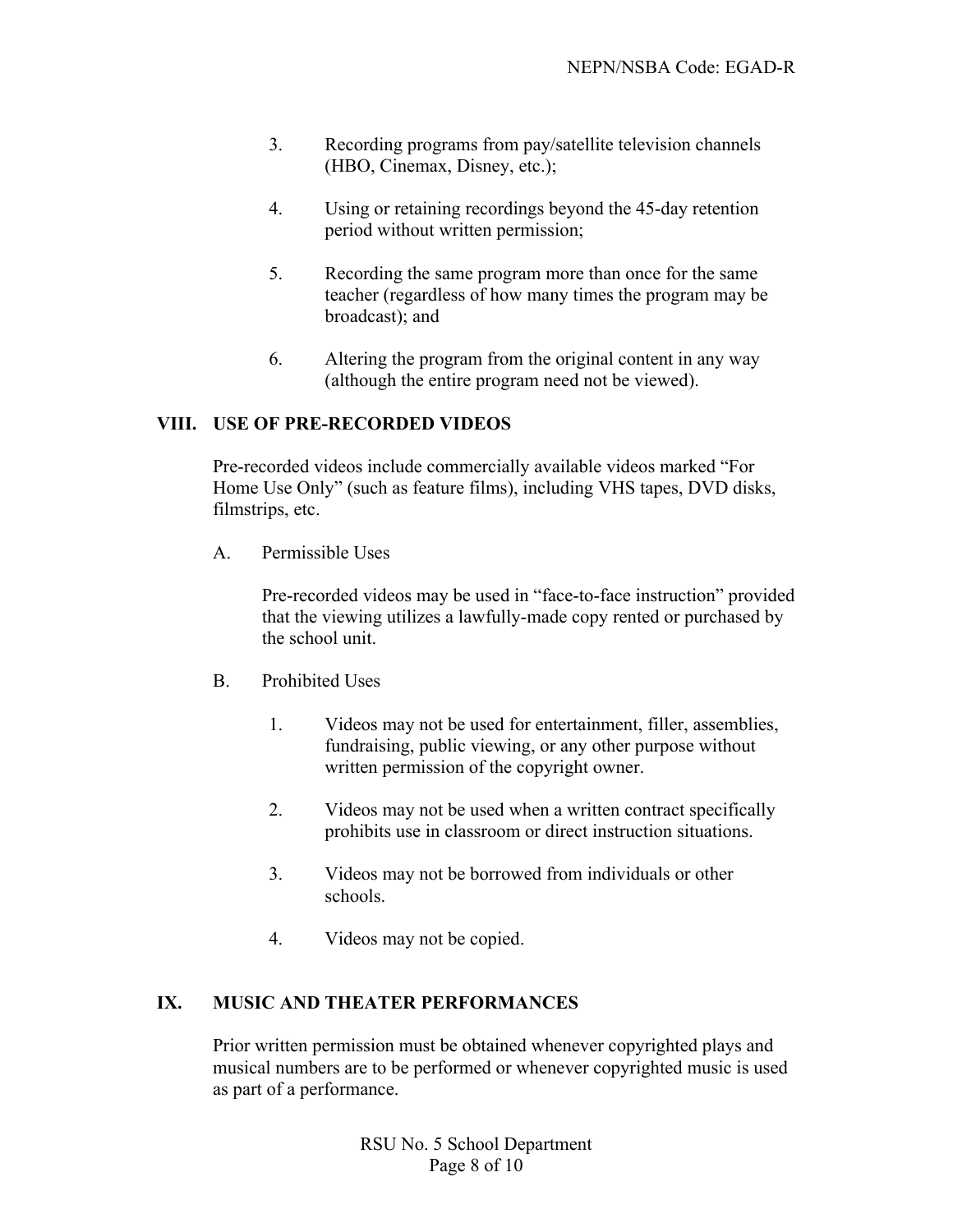3. Recording programs from pay/satellite television channels (HBO, Cinemax, Disney, etc.);

4. Using or retaining recordings beyond the 45-day retention period without written permission;

5. Recording the same program more than once for the same teacher (regardless of how many times the program may be broadcast); and

6. Altering the program from the original content in any way (although the entire program need not be viewed).

## VIII. USE OF PRE-RECORDED VIDEOS

Pre-recorded videos include commercially available videos marked "For Home Use Only" (such as feature films), including VHS tapes, DVD disks, filmstrips, etc.

A. Permissible Uses

Pre-recorded videos may be used in "face-to-face instruction" provided that the viewing utilizes a lawfully-made copy rented or purchased by the school unit.

B. Prohibited Uses

1. Videos may not be used for entertainment, filler, assemblies, fundraising, public viewing, or any other purpose without written permission of the copyright owner.

2. Videos may not be used when a written contract specifically prohibits use in classroom or direct instruction situations.

3. Videos may not be borrowed from individuals or other schools.

4. Videos may not be copied.

## IX. MUSIC AND THEATER PERFORMANCES

Prior written permission must be obtained whenever copyrighted plays and musical numbers are to be performed or whenever copyrighted music is used as part of a performance.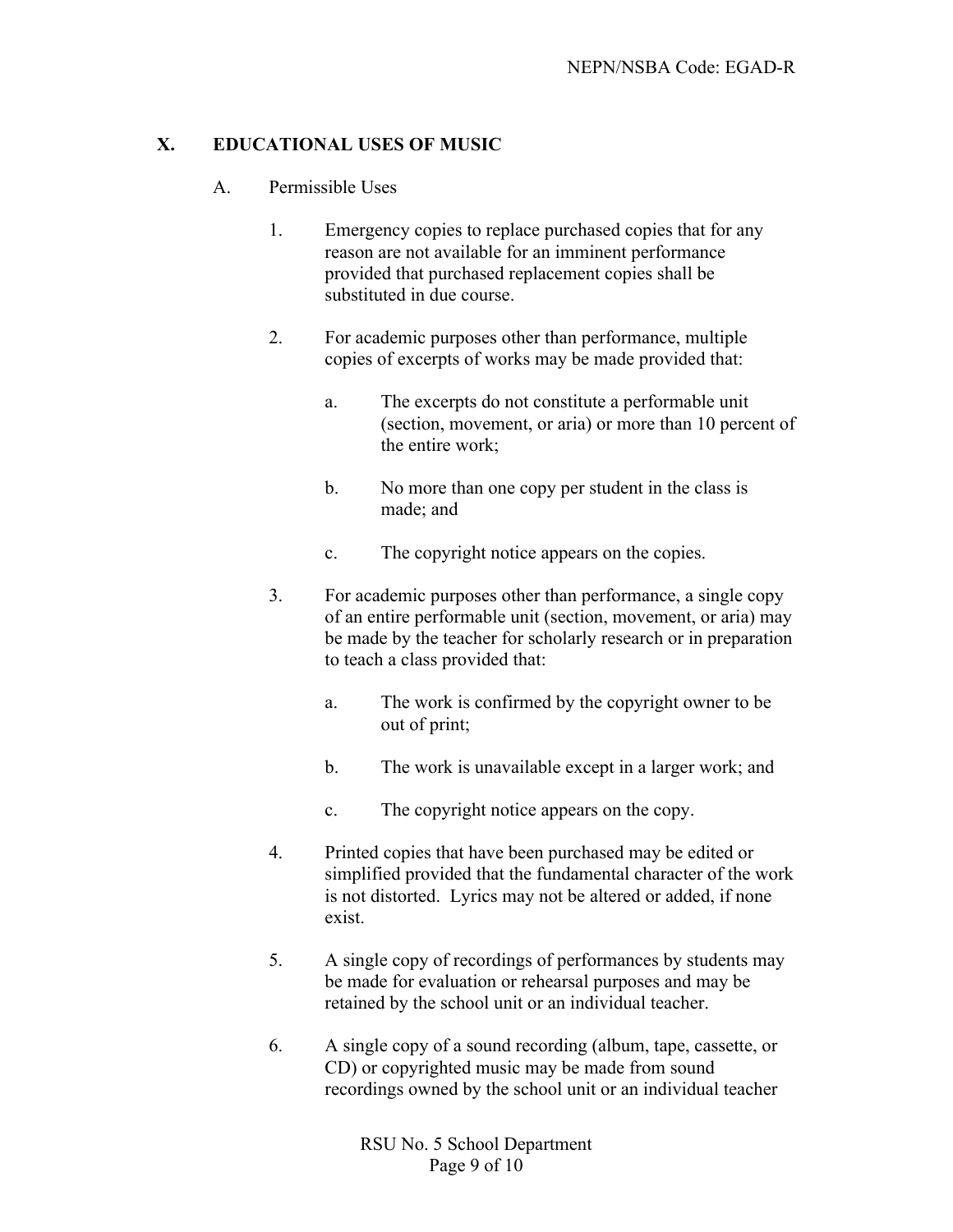## X. EDUCATIONAL USES OF MUSIC

A. Permissible Uses

1. Emergency copies to replace purchased copies that for any reason are not available for an imminent performance provided that purchased replacement copies shall be substituted in due course.

2. For academic purposes other than performance, multiple copies of excerpts of works may be made provided that:

   a. The excerpts do not constitute a performable unit (section, movement, or aria) or more than 10 percent of the entire work;

   b. No more than one copy per student in the class is made; and

   c. The copyright notice appears on the copies.

3. For academic purposes other than performance, a single copy of an entire performable unit (section, movement, or aria) may be made by the teacher for scholarly research or in preparation to teach a class provided that:

   a. The work is confirmed by the copyright owner to be out of print;

   b. The work is unavailable except in a larger work; and

   c. The copyright notice appears on the copy.

4. Printed copies that have been purchased may be edited or simplified provided that the fundamental character of the work is not distorted. Lyrics may not be altered or added, if none exist.

5. A single copy of recordings of performances by students may be made for evaluation or rehearsal purposes and may be retained by the school unit or an individual teacher.

6. A single copy of a sound recording (album, tape, cassette, or CD) or copyrighted music may be made from sound recordings owned by the school unit or an individual teacher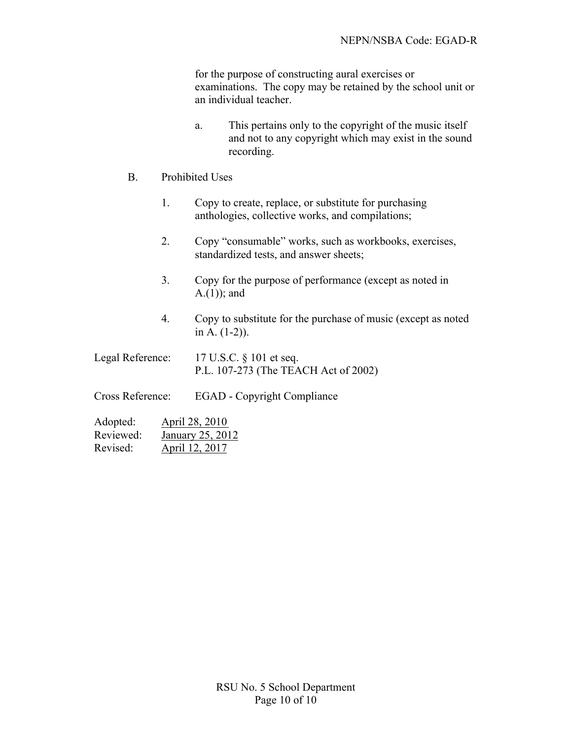for the purpose of constructing aural exercises or examinations. The copy may be retained by the school unit or an individual teacher.

a. This pertains only to the copyright of the music itself and not to any copyright which may exist in the sound recording.

B. Prohibited Uses

1. Copy to create, replace, or substitute for purchasing anthologies, collective works, and compilations;

2. Copy "consumable" works, such as workbooks, exercises, standardized tests, and answer sheets;

3. Copy for the purpose of performance (except as noted in A.(1)); and

4. Copy to substitute for the purchase of music (except as noted in A. (1-2)).

Legal Reference: 17 U.S.C. § 101 et seq.
P.L. 107-273 (The TEACH Act of 2002)

Cross Reference: EGAD - Copyright Compliance

Adopted: April 28, 2010
Reviewed: January 25, 2012
Revised: April 12, 2017